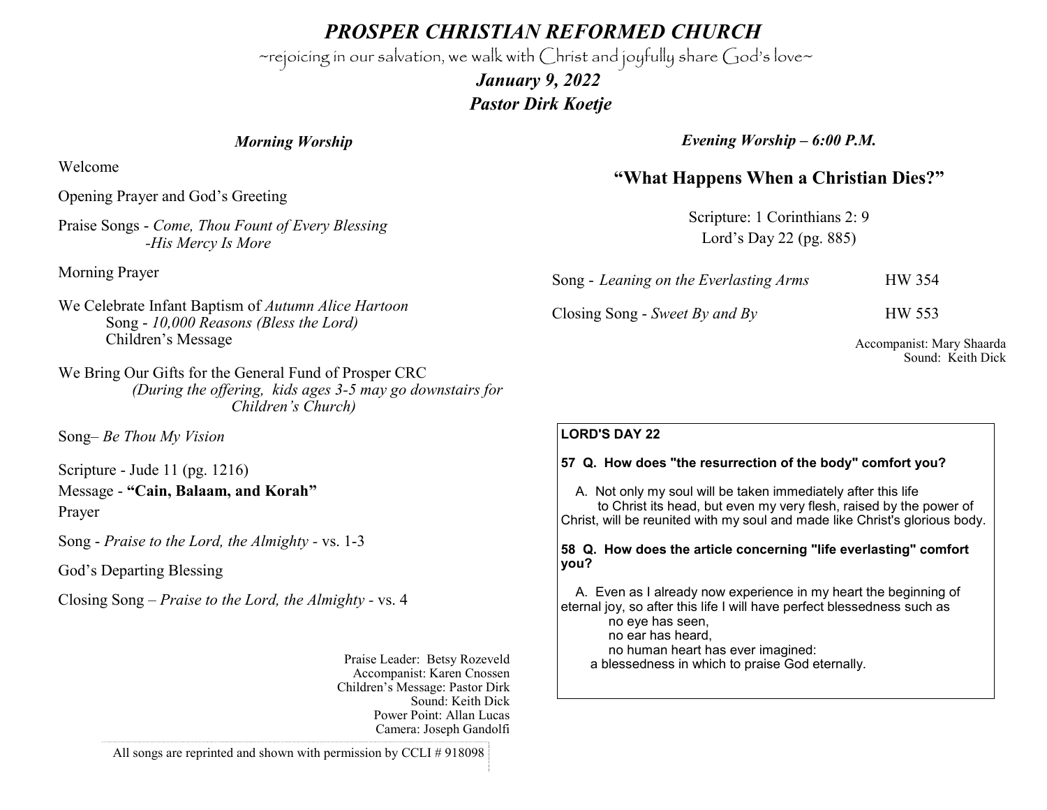# *PROSPER CHRISTIAN REFORMED CHURCH*

~rejoicing in our salvation, we walk with Christ and joyfully share God's love~

## *January 9, 2022*

## *Pastor Dirk Koetje*

### *Morning Worship*

Welcome

Opening Prayer and God's Greeting

Praise Songs - *Come, Thou Fount of Every Blessing*
*-His Mercy Is More*

Morning Prayer

We Celebrate Infant Baptism of *Autumn Alice Hartoon*
Song - *10,000 Reasons (Bless the Lord)*
Children's Message

We Bring Our Gifts for the General Fund of Prosper CRC
*(During the offering, kids ages 3-5 may go downstairs for Children's Church)*

Song– *Be Thou My Vision*

Scripture - Jude 11 (pg. 1216)

Message - **"Cain, Balaam, and Korah"**

Prayer

Song - *Praise to the Lord, the Almighty* - vs. 1-3

God's Departing Blessing

Closing Song – *Praise to the Lord, the Almighty* - vs. 4

Praise Leader: Betsy Rozeveld
Accompanist: Karen Cnossen
Children's Message: Pastor Dirk
Sound: Keith Dick
Power Point: Allan Lucas
Camera: Joseph Gandolfi

All songs are reprinted and shown with permission by CCLI # 918098

### *Evening Worship – 6:00 P.M.*

## "What Happens When a Christian Dies?"

Scripture: 1 Corinthians 2: 9
Lord's Day 22 (pg. 885)

Song - *Leaning on the Everlasting Arms* HW 354

Closing Song - *Sweet By and By* HW 553

Accompanist: Mary Shaarda
Sound: Keith Dick

**LORD'S DAY 22**

**57 Q. How does "the resurrection of the body" comfort you?**

A. Not only my soul will be taken immediately after this life to Christ its head, but even my very flesh, raised by the power of Christ, will be reunited with my soul and made like Christ's glorious body.

**58 Q. How does the article concerning "life everlasting" comfort you?**

A. Even as I already now experience in my heart the beginning of eternal joy, so after this life I will have perfect blessedness such as
no eye has seen,
no ear has heard,
no human heart has ever imagined:
a blessedness in which to praise God eternally.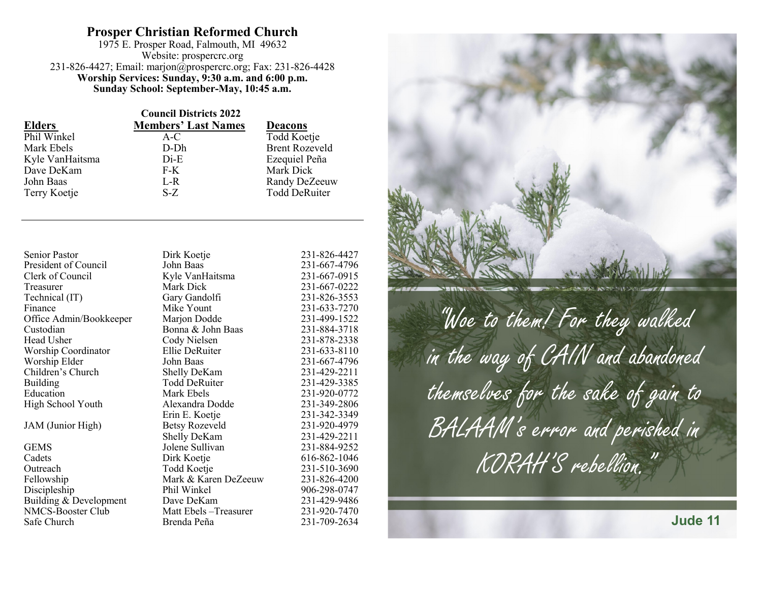# Prosper Christian Reformed Church

1975 E. Prosper Road, Falmouth, MI 49632
Website: prospercrc.org
231-826-4427; Email: marjon@prospercrc.org; Fax: 231-826-4428
**Worship Services: Sunday, 9:30 a.m. and 6:00 p.m.**
**Sunday School: September-May, 10:45 a.m.**

**Council Districts 2022**

| Elders | Members' Last Names | Deacons |
|---|---|---|
| Phil Winkel | A-C | Todd Koetje |
| Mark Ebels | D-Dh | Brent Rozeveld |
| Kyle VanHaitsma | Di-E | Ezequiel Peña |
| Dave DeKam | F-K | Mark Dick |
| John Baas | L-R | Randy DeZeeuw |
| Terry Koetje | S-Z | Todd DeRuiter |

---

| | | |
|---|---|---|
| Senior Pastor | Dirk Koetje | 231-826-4427 |
| President of Council | John Baas | 231-667-4796 |
| Clerk of Council | Kyle VanHaitsma | 231-667-0915 |
| Treasurer | Mark Dick | 231-667-0222 |
| Technical (IT) | Gary Gandolfi | 231-826-3553 |
| Finance | Mike Yount | 231-633-7270 |
| Office Admin/Bookkeeper | Marjon Dodde | 231-499-1522 |
| Custodian | Bonna & John Baas | 231-884-3718 |
| Head Usher | Cody Nielsen | 231-878-2338 |
| Worship Coordinator | Ellie DeRuiter | 231-633-8110 |
| Worship Elder | John Baas | 231-667-4796 |
| Children's Church | Shelly DeKam | 231-429-2211 |
| Building | Todd DeRuiter | 231-429-3385 |
| Education | Mark Ebels | 231-920-0772 |
| High School Youth | Alexandra Dodde | 231-349-2806 |
| | Erin E. Koetje | 231-342-3349 |
| JAM (Junior High) | Betsy Rozeveld | 231-920-4979 |
| | Shelly DeKam | 231-429-2211 |
| GEMS | Jolene Sullivan | 231-884-9252 |
| Cadets | Dirk Koetje | 616-862-1046 |
| Outreach | Todd Koetje | 231-510-3690 |
| Fellowship | Mark & Karen DeZeeuw | 231-826-4200 |
| Discipleship | Phil Winkel | 906-298-0747 |
| Building & Development | Dave DeKam | 231-429-9486 |
| NMCS-Booster Club | Matt Ebels –Treasurer | 231-920-7470 |
| Safe Church | Brenda Peña | 231-709-2634 |

"Woe to them! For they walked in the way of CAIN and abandoned themselves for the sake of gain to BALAAM's error and perished in KORAH'S rebellion."

**Jude 11**